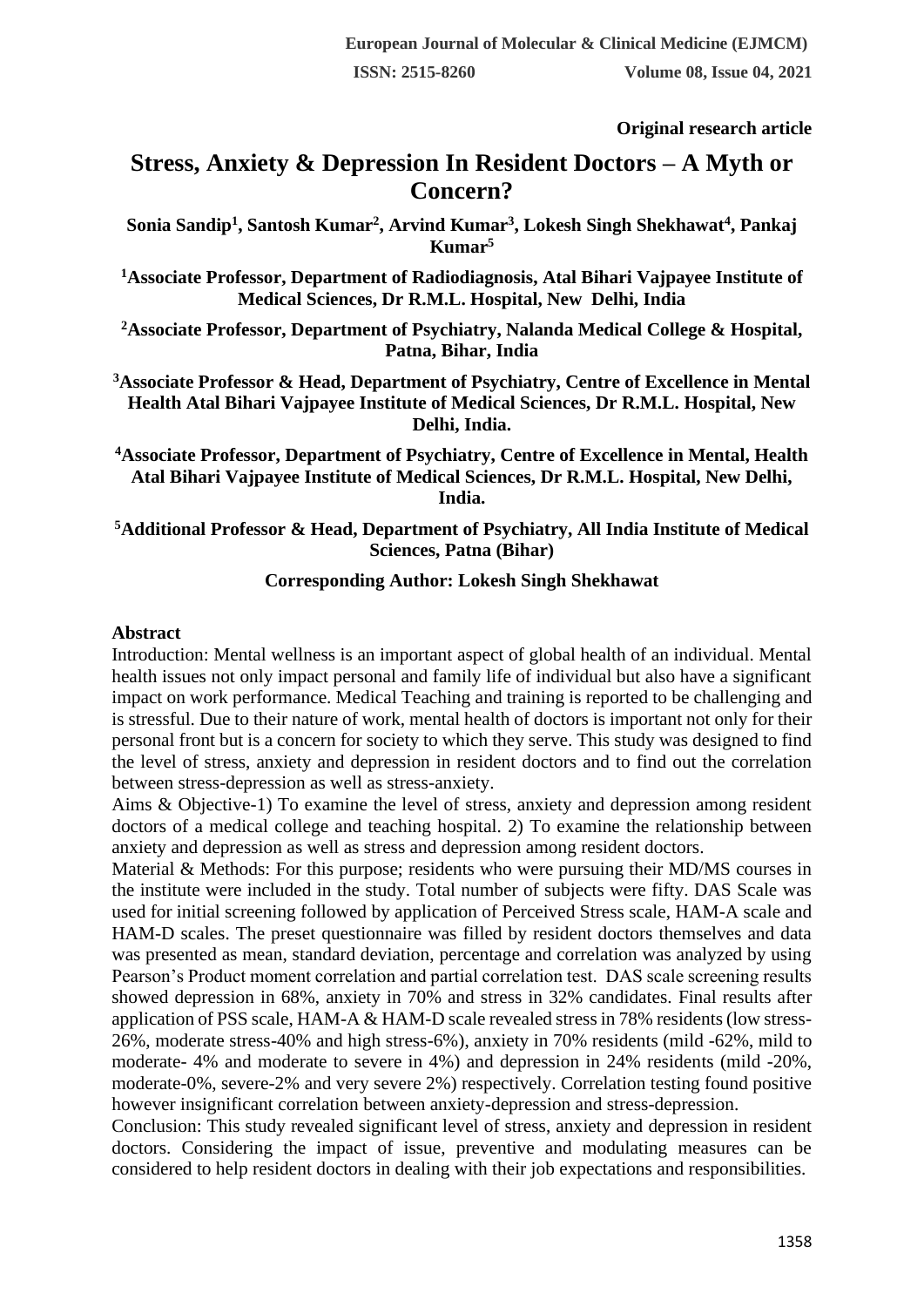**Original research article**

# Stress, Anxiety & Depression In Resident Doctors – A Myth or Concern?

**Sonia Sandip[1], Santosh Kumar[2], Arvind Kumar[3], Lokesh Singh Shekhawat[4], Pankaj Kumar[5]**

**[1]Associate Professor, Department of Radiodiagnosis, Atal Bihari Vajpayee Institute of Medical Sciences, Dr R.M.L. Hospital, New Delhi, India**

**[2]Associate Professor, Department of Psychiatry, Nalanda Medical College & Hospital, Patna, Bihar, India**

**[3]Associate Professor & Head, Department of Psychiatry, Centre of Excellence in Mental Health Atal Bihari Vajpayee Institute of Medical Sciences, Dr R.M.L. Hospital, New Delhi, India.**

**[4]Associate Professor, Department of Psychiatry, Centre of Excellence in Mental, Health Atal Bihari Vajpayee Institute of Medical Sciences, Dr R.M.L. Hospital, New Delhi, India.**

**[5]Additional Professor & Head, Department of Psychiatry, All India Institute of Medical Sciences, Patna (Bihar)**

**Corresponding Author: Lokesh Singh Shekhawat**

## Abstract

Introduction: Mental wellness is an important aspect of global health of an individual. Mental health issues not only impact personal and family life of individual but also have a significant impact on work performance. Medical Teaching and training is reported to be challenging and is stressful. Due to their nature of work, mental health of doctors is important not only for their personal front but is a concern for society to which they serve. This study was designed to find the level of stress, anxiety and depression in resident doctors and to find out the correlation between stress-depression as well as stress-anxiety.

Aims & Objective-1) To examine the level of stress, anxiety and depression among resident doctors of a medical college and teaching hospital. 2) To examine the relationship between anxiety and depression as well as stress and depression among resident doctors.

Material & Methods: For this purpose; residents who were pursuing their MD/MS courses in the institute were included in the study. Total number of subjects were fifty. DAS Scale was used for initial screening followed by application of Perceived Stress scale, HAM-A scale and HAM-D scales. The preset questionnaire was filled by resident doctors themselves and data was presented as mean, standard deviation, percentage and correlation was analyzed by using Pearson's Product moment correlation and partial correlation test. DAS scale screening results showed depression in 68%, anxiety in 70% and stress in 32% candidates. Final results after application of PSS scale, HAM-A & HAM-D scale revealed stress in 78% residents (low stress-26%, moderate stress-40% and high stress-6%), anxiety in 70% residents (mild -62%, mild to moderate- 4% and moderate to severe in 4%) and depression in 24% residents (mild -20%, moderate-0%, severe-2% and very severe 2%) respectively. Correlation testing found positive however insignificant correlation between anxiety-depression and stress-depression.

Conclusion: This study revealed significant level of stress, anxiety and depression in resident doctors. Considering the impact of issue, preventive and modulating measures can be considered to help resident doctors in dealing with their job expectations and responsibilities.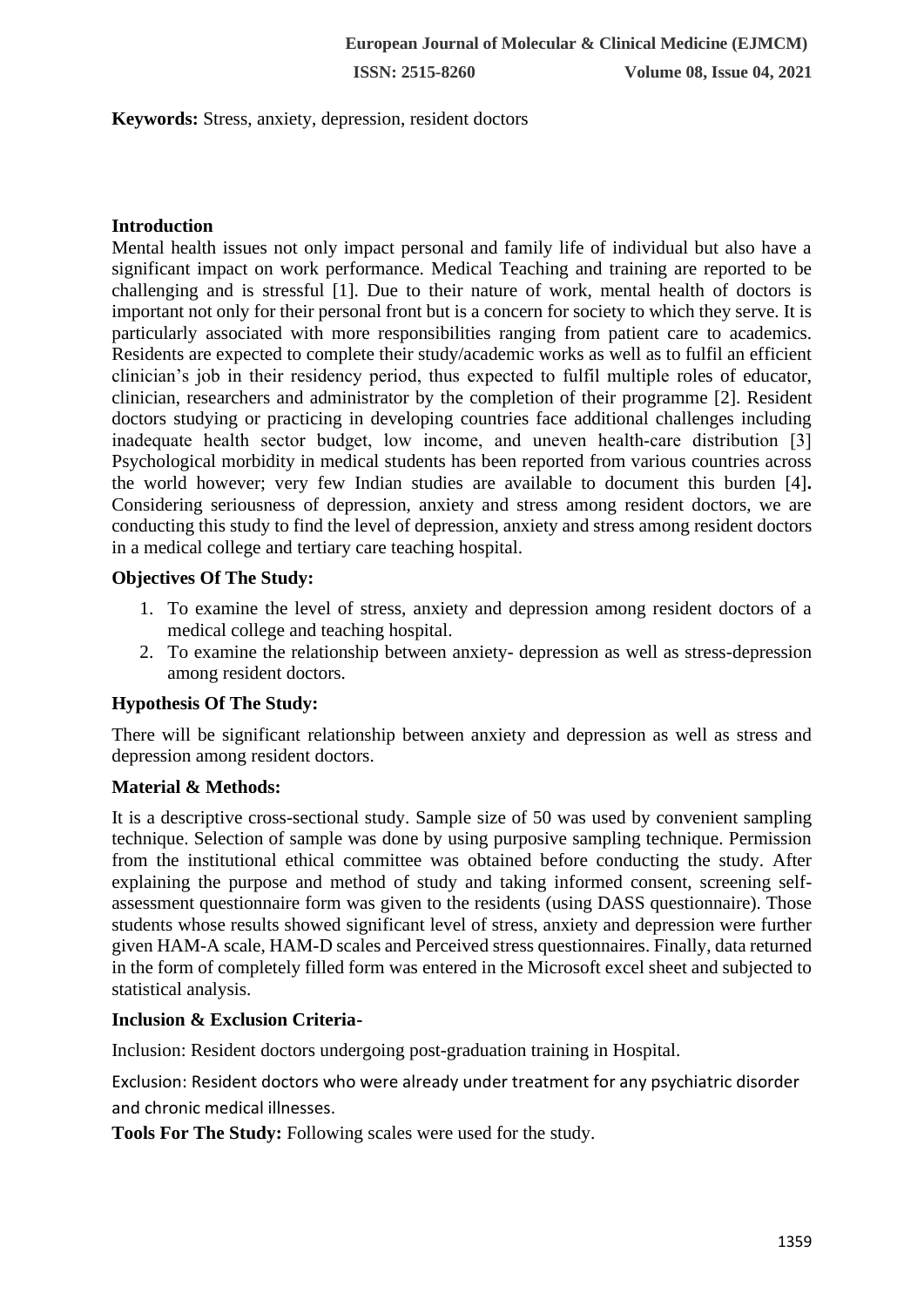**Keywords:** Stress, anxiety, depression, resident doctors

## Introduction

Mental health issues not only impact personal and family life of individual but also have a significant impact on work performance. Medical Teaching and training are reported to be challenging and is stressful [1]. Due to their nature of work, mental health of doctors is important not only for their personal front but is a concern for society to which they serve. It is particularly associated with more responsibilities ranging from patient care to academics. Residents are expected to complete their study/academic works as well as to fulfil an efficient clinician's job in their residency period, thus expected to fulfil multiple roles of educator, clinician, researchers and administrator by the completion of their programme [2]. Resident doctors studying or practicing in developing countries face additional challenges including inadequate health sector budget, low income, and uneven health-care distribution [3] Psychological morbidity in medical students has been reported from various countries across the world however; very few Indian studies are available to document this burden [4]**.** Considering seriousness of depression, anxiety and stress among resident doctors, we are conducting this study to find the level of depression, anxiety and stress among resident doctors in a medical college and tertiary care teaching hospital.

### Objectives Of The Study:

1. To examine the level of stress, anxiety and depression among resident doctors of a medical college and teaching hospital.
2. To examine the relationship between anxiety- depression as well as stress-depression among resident doctors.

### Hypothesis Of The Study:

There will be significant relationship between anxiety and depression as well as stress and depression among resident doctors.

### Material & Methods:

It is a descriptive cross-sectional study. Sample size of 50 was used by convenient sampling technique. Selection of sample was done by using purposive sampling technique. Permission from the institutional ethical committee was obtained before conducting the study. After explaining the purpose and method of study and taking informed consent, screening self-assessment questionnaire form was given to the residents (using DASS questionnaire). Those students whose results showed significant level of stress, anxiety and depression were further given HAM-A scale, HAM-D scales and Perceived stress questionnaires. Finally, data returned in the form of completely filled form was entered in the Microsoft excel sheet and subjected to statistical analysis.

### Inclusion & Exclusion Criteria-

Inclusion: Resident doctors undergoing post-graduation training in Hospital.

Exclusion: Resident doctors who were already under treatment for any psychiatric disorder and chronic medical illnesses.

**Tools For The Study:** Following scales were used for the study.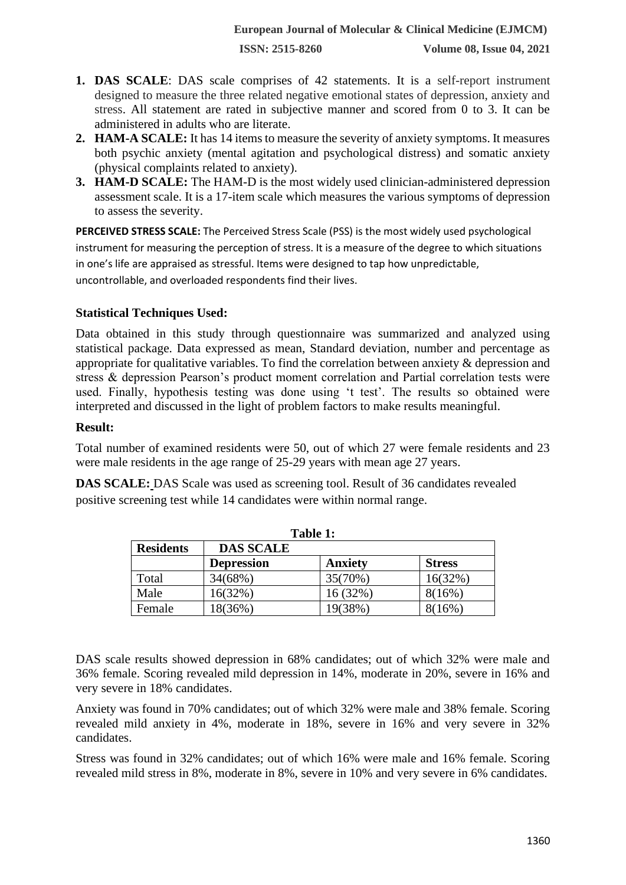1. **DAS SCALE**: DAS scale comprises of 42 statements. It is a self-report instrument designed to measure the three related negative emotional states of depression, anxiety and stress. All statement are rated in subjective manner and scored from 0 to 3. It can be administered in adults who are literate.
2. **HAM-A SCALE:** It has 14 items to measure the severity of anxiety symptoms. It measures both psychic anxiety (mental agitation and psychological distress) and somatic anxiety (physical complaints related to anxiety).
3. **HAM-D SCALE:** The HAM-D is the most widely used clinician-administered depression assessment scale. It is a 17-item scale which measures the various symptoms of depression to assess the severity.

**PERCEIVED STRESS SCALE:** The Perceived Stress Scale (PSS) is the most widely used psychological instrument for measuring the perception of stress. It is a measure of the degree to which situations in one's life are appraised as stressful. Items were designed to tap how unpredictable, uncontrollable, and overloaded respondents find their lives.

### Statistical Techniques Used:

Data obtained in this study through questionnaire was summarized and analyzed using statistical package. Data expressed as mean, Standard deviation, number and percentage as appropriate for qualitative variables. To find the correlation between anxiety & depression and stress & depression Pearson's product moment correlation and Partial correlation tests were used. Finally, hypothesis testing was done using 't test'. The results so obtained were interpreted and discussed in the light of problem factors to make results meaningful.

### Result:

Total number of examined residents were 50, out of which 27 were female residents and 23 were male residents in the age range of 25-29 years with mean age 27 years.

**DAS SCALE:** DAS Scale was used as screening tool. Result of 36 candidates revealed positive screening test while 14 candidates were within normal range.

**Table 1:**

| Residents | DAS SCALE | | |
|---|---|---|---|
| | **Depression** | **Anxiety** | **Stress** |
| Total | 34(68%) | 35(70%) | 16(32%) |
| Male | 16(32%) | 16 (32%) | 8(16%) |
| Female | 18(36%) | 19(38%) | 8(16%) |

DAS scale results showed depression in 68% candidates; out of which 32% were male and 36% female. Scoring revealed mild depression in 14%, moderate in 20%, severe in 16% and very severe in 18% candidates.

Anxiety was found in 70% candidates; out of which 32% were male and 38% female. Scoring revealed mild anxiety in 4%, moderate in 18%, severe in 16% and very severe in 32% candidates.

Stress was found in 32% candidates; out of which 16% were male and 16% female. Scoring revealed mild stress in 8%, moderate in 8%, severe in 10% and very severe in 6% candidates.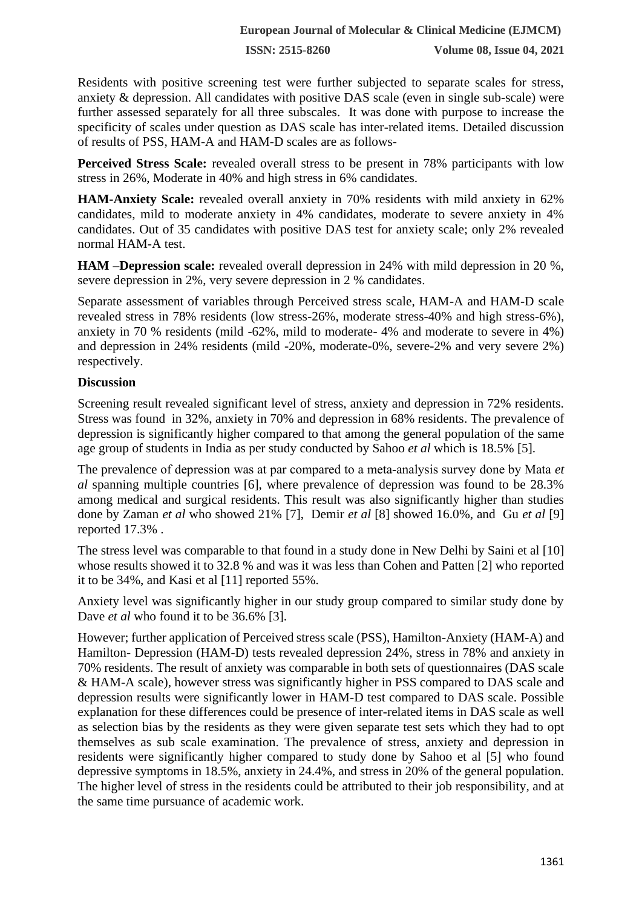Residents with positive screening test were further subjected to separate scales for stress, anxiety & depression. All candidates with positive DAS scale (even in single sub-scale) were further assessed separately for all three subscales. It was done with purpose to increase the specificity of scales under question as DAS scale has inter-related items. Detailed discussion of results of PSS, HAM-A and HAM-D scales are as follows-

**Perceived Stress Scale:** revealed overall stress to be present in 78% participants with low stress in 26%, Moderate in 40% and high stress in 6% candidates.

**HAM-Anxiety Scale:** revealed overall anxiety in 70% residents with mild anxiety in 62% candidates, mild to moderate anxiety in 4% candidates, moderate to severe anxiety in 4% candidates. Out of 35 candidates with positive DAS test for anxiety scale; only 2% revealed normal HAM-A test.

**HAM –Depression scale:** revealed overall depression in 24% with mild depression in 20 %, severe depression in 2%, very severe depression in 2 % candidates.

Separate assessment of variables through Perceived stress scale, HAM-A and HAM-D scale revealed stress in 78% residents (low stress-26%, moderate stress-40% and high stress-6%), anxiety in 70 % residents (mild -62%, mild to moderate- 4% and moderate to severe in 4%) and depression in 24% residents (mild -20%, moderate-0%, severe-2% and very severe 2%) respectively.

## Discussion

Screening result revealed significant level of stress, anxiety and depression in 72% residents. Stress was found in 32%, anxiety in 70% and depression in 68% residents. The prevalence of depression is significantly higher compared to that among the general population of the same age group of students in India as per study conducted by Sahoo *et al* which is 18.5% [5].

The prevalence of depression was at par compared to a meta-analysis survey done by Mata *et al* spanning multiple countries [6], where prevalence of depression was found to be 28.3% among medical and surgical residents. This result was also significantly higher than studies done by Zaman *et al* who showed 21% [7], Demir *et al* [8] showed 16.0%, and Gu *et al* [9] reported 17.3% .

The stress level was comparable to that found in a study done in New Delhi by Saini et al [10] whose results showed it to 32.8 % and was it was less than Cohen and Patten [2] who reported it to be 34%, and Kasi et al [11] reported 55%.

Anxiety level was significantly higher in our study group compared to similar study done by Dave *et al* who found it to be 36.6% [3].

However; further application of Perceived stress scale (PSS), Hamilton-Anxiety (HAM-A) and Hamilton- Depression (HAM-D) tests revealed depression 24%, stress in 78% and anxiety in 70% residents. The result of anxiety was comparable in both sets of questionnaires (DAS scale & HAM-A scale), however stress was significantly higher in PSS compared to DAS scale and depression results were significantly lower in HAM-D test compared to DAS scale. Possible explanation for these differences could be presence of inter-related items in DAS scale as well as selection bias by the residents as they were given separate test sets which they had to opt themselves as sub scale examination. The prevalence of stress, anxiety and depression in residents were significantly higher compared to study done by Sahoo et al [5] who found depressive symptoms in 18.5%, anxiety in 24.4%, and stress in 20% of the general population. The higher level of stress in the residents could be attributed to their job responsibility, and at the same time pursuance of academic work.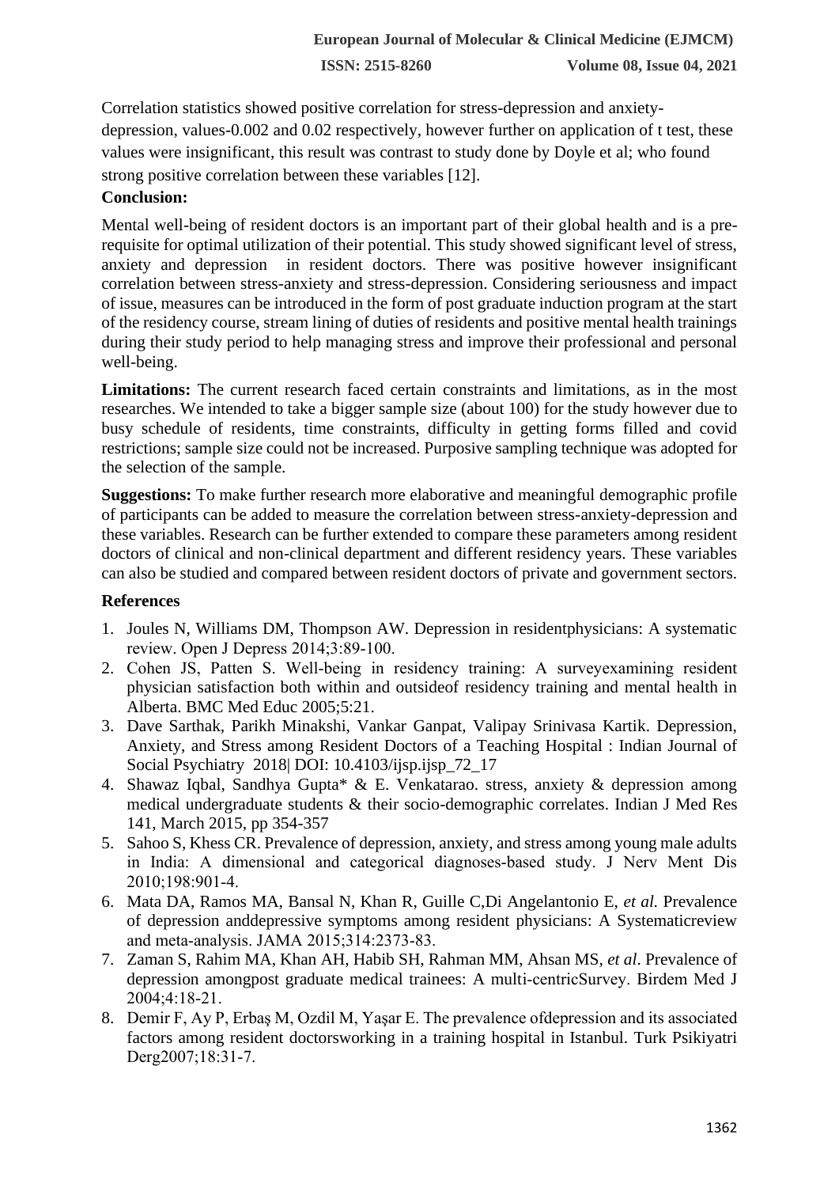Correlation statistics showed positive correlation for stress-depression and anxiety-depression, values-0.002 and 0.02 respectively, however further on application of t test, these values were insignificant, this result was contrast to study done by Doyle et al; who found strong positive correlation between these variables [12].

**Conclusion:**

Mental well-being of resident doctors is an important part of their global health and is a pre-requisite for optimal utilization of their potential. This study showed significant level of stress, anxiety and depression in resident doctors. There was positive however insignificant correlation between stress-anxiety and stress-depression. Considering seriousness and impact of issue, measures can be introduced in the form of post graduate induction program at the start of the residency course, stream lining of duties of residents and positive mental health trainings during their study period to help managing stress and improve their professional and personal well-being.

**Limitations:** The current research faced certain constraints and limitations, as in the most researches. We intended to take a bigger sample size (about 100) for the study however due to busy schedule of residents, time constraints, difficulty in getting forms filled and covid restrictions; sample size could not be increased. Purposive sampling technique was adopted for the selection of the sample.

**Suggestions:** To make further research more elaborative and meaningful demographic profile of participants can be added to measure the correlation between stress-anxiety-depression and these variables. Research can be further extended to compare these parameters among resident doctors of clinical and non-clinical department and different residency years. These variables can also be studied and compared between resident doctors of private and government sectors.

## References

1. Joules N, Williams DM, Thompson AW. Depression in residentphysicians: A systematic review. Open J Depress 2014;3:89-100.
2. Cohen JS, Patten S. Well-being in residency training: A surveyexamining resident physician satisfaction both within and outsideof residency training and mental health in Alberta. BMC Med Educ 2005;5:21.
3. Dave Sarthak, Parikh Minakshi, Vankar Ganpat, Valipay Srinivasa Kartik. Depression, Anxiety, and Stress among Resident Doctors of a Teaching Hospital : Indian Journal of Social Psychiatry 2018| DOI: 10.4103/ijsp.ijsp_72_17
4. Shawaz Iqbal, Sandhya Gupta* & E. Venkatarao. stress, anxiety & depression among medical undergraduate students & their socio-demographic correlates. Indian J Med Res 141, March 2015, pp 354-357
5. Sahoo S, Khess CR. Prevalence of depression, anxiety, and stress among young male adults in India: A dimensional and categorical diagnoses-based study. J Nerv Ment Dis 2010;198:901-4.
6. Mata DA, Ramos MA, Bansal N, Khan R, Guille C,Di Angelantonio E, *et al.* Prevalence of depression anddepressive symptoms among resident physicians: A Systematicreview and meta-analysis. JAMA 2015;314:2373-83.
7. Zaman S, Rahim MA, Khan AH, Habib SH, Rahman MM, Ahsan MS, *et al*. Prevalence of depression amongpost graduate medical trainees: A multi-centricSurvey. Birdem Med J 2004;4:18-21.
8. Demir F, Ay P, Erbaş M, Ozdil M, Yaşar E. The prevalence ofdepression and its associated factors among resident doctorsworking in a training hospital in Istanbul. Turk Psikiyatri Derg2007;18:31-7.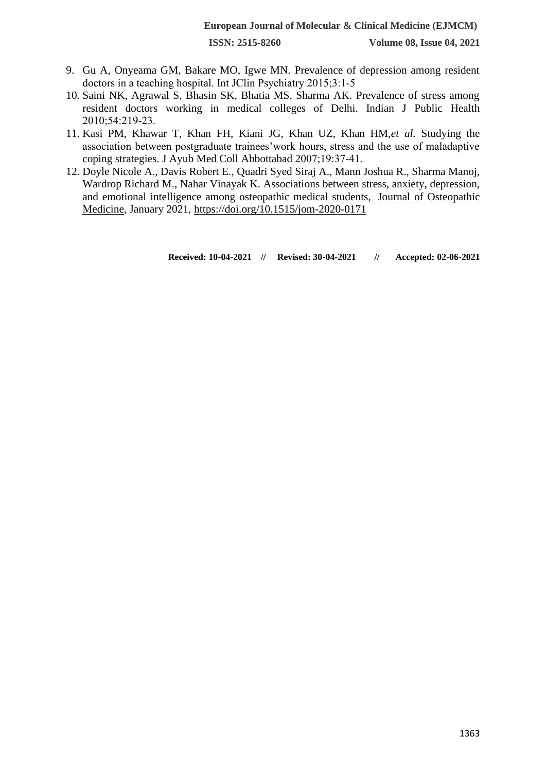9. Gu A, Onyeama GM, Bakare MO, Igwe MN. Prevalence of depression among resident doctors in a teaching hospital. Int JClin Psychiatry 2015;3:1-5
10. Saini NK, Agrawal S, Bhasin SK, Bhatia MS, Sharma AK. Prevalence of stress among resident doctors working in medical colleges of Delhi. Indian J Public Health 2010;54:219-23.
11. Kasi PM, Khawar T, Khan FH, Kiani JG, Khan UZ, Khan HM,*et al.* Studying the association between postgraduate trainees'work hours, stress and the use of maladaptive coping strategies. J Ayub Med Coll Abbottabad 2007;19:37-41.
12. Doyle Nicole A., Davis Robert E., Quadri Syed Siraj A., Mann Joshua R., Sharma Manoj, Wardrop Richard M., Nahar Vinayak K. Associations between stress, anxiety, depression, and emotional intelligence among osteopathic medical students, Journal of Osteopathic Medicine, January 2021, https://doi.org/10.1515/jom-2020-0171

**Received: 10-04-2021 // Revised: 30-04-2021 // Accepted: 02-06-2021**